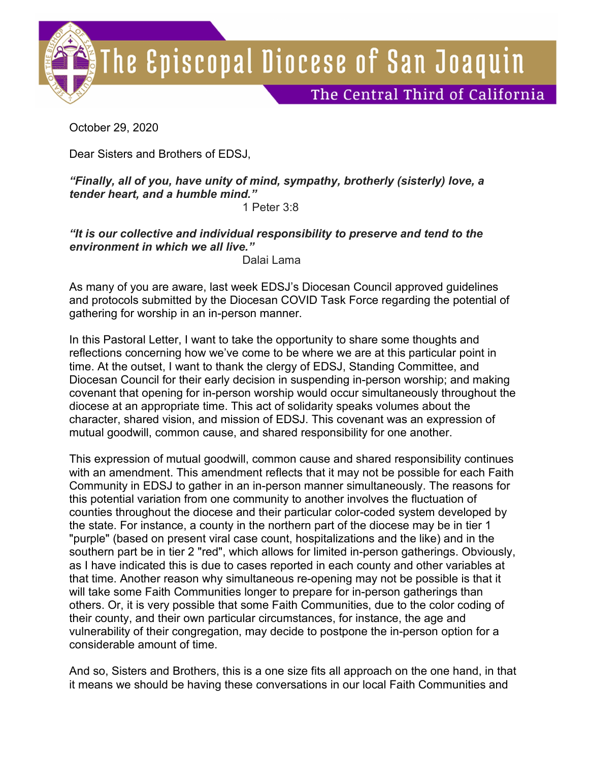# The Episcopal Diocese of San Joaquin

## The Central Third of California

October 29, 2020

Dear Sisters and Brothers of EDSJ,

***"Finally, all of you, have unity of mind, sympathy, brotherly (sisterly) love, a tender heart, and a humble mind."***

1 Peter 3:8

***"It is our collective and individual responsibility to preserve and tend to the environment in which we all live."***

Dalai Lama

As many of you are aware, last week EDSJ's Diocesan Council approved guidelines and protocols submitted by the Diocesan COVID Task Force regarding the potential of gathering for worship in an in-person manner.

In this Pastoral Letter, I want to take the opportunity to share some thoughts and reflections concerning how we've come to be where we are at this particular point in time. At the outset, I want to thank the clergy of EDSJ, Standing Committee, and Diocesan Council for their early decision in suspending in-person worship; and making covenant that opening for in-person worship would occur simultaneously throughout the diocese at an appropriate time. This act of solidarity speaks volumes about the character, shared vision, and mission of EDSJ. This covenant was an expression of mutual goodwill, common cause, and shared responsibility for one another.

This expression of mutual goodwill, common cause and shared responsibility continues with an amendment. This amendment reflects that it may not be possible for each Faith Community in EDSJ to gather in an in-person manner simultaneously. The reasons for this potential variation from one community to another involves the fluctuation of counties throughout the diocese and their particular color-coded system developed by the state. For instance, a county in the northern part of the diocese may be in tier 1 "purple" (based on present viral case count, hospitalizations and the like) and in the southern part be in tier 2 "red", which allows for limited in-person gatherings. Obviously, as I have indicated this is due to cases reported in each county and other variables at that time. Another reason why simultaneous re-opening may not be possible is that it will take some Faith Communities longer to prepare for in-person gatherings than others. Or, it is very possible that some Faith Communities, due to the color coding of their county, and their own particular circumstances, for instance, the age and vulnerability of their congregation, may decide to postpone the in-person option for a considerable amount of time.

And so, Sisters and Brothers, this is a one size fits all approach on the one hand, in that it means we should be having these conversations in our local Faith Communities and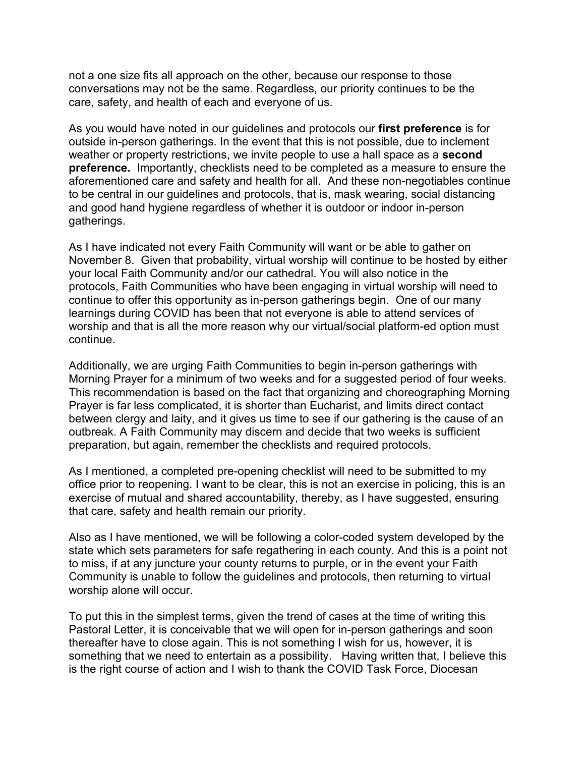not a one size fits all approach on the other, because our response to those conversations may not be the same. Regardless, our priority continues to be the care, safety, and health of each and everyone of us.

As you would have noted in our guidelines and protocols our **first preference** is for outside in-person gatherings. In the event that this is not possible, due to inclement weather or property restrictions, we invite people to use a hall space as a **second preference.** Importantly, checklists need to be completed as a measure to ensure the aforementioned care and safety and health for all. And these non-negotiables continue to be central in our guidelines and protocols, that is, mask wearing, social distancing and good hand hygiene regardless of whether it is outdoor or indoor in-person gatherings.

As I have indicated not every Faith Community will want or be able to gather on November 8. Given that probability, virtual worship will continue to be hosted by either your local Faith Community and/or our cathedral. You will also notice in the protocols, Faith Communities who have been engaging in virtual worship will need to continue to offer this opportunity as in-person gatherings begin. One of our many learnings during COVID has been that not everyone is able to attend services of worship and that is all the more reason why our virtual/social platform-ed option must continue.

Additionally, we are urging Faith Communities to begin in-person gatherings with Morning Prayer for a minimum of two weeks and for a suggested period of four weeks. This recommendation is based on the fact that organizing and choreographing Morning Prayer is far less complicated, it is shorter than Eucharist, and limits direct contact between clergy and laity, and it gives us time to see if our gathering is the cause of an outbreak. A Faith Community may discern and decide that two weeks is sufficient preparation, but again, remember the checklists and required protocols.

As I mentioned, a completed pre-opening checklist will need to be submitted to my office prior to reopening. I want to be clear, this is not an exercise in policing, this is an exercise of mutual and shared accountability, thereby, as I have suggested, ensuring that care, safety and health remain our priority.

Also as I have mentioned, we will be following a color-coded system developed by the state which sets parameters for safe regathering in each county. And this is a point not to miss, if at any juncture your county returns to purple, or in the event your Faith Community is unable to follow the guidelines and protocols, then returning to virtual worship alone will occur.

To put this in the simplest terms, given the trend of cases at the time of writing this Pastoral Letter, it is conceivable that we will open for in-person gatherings and soon thereafter have to close again. This is not something I wish for us, however, it is something that we need to entertain as a possibility. Having written that, I believe this is the right course of action and I wish to thank the COVID Task Force, Diocesan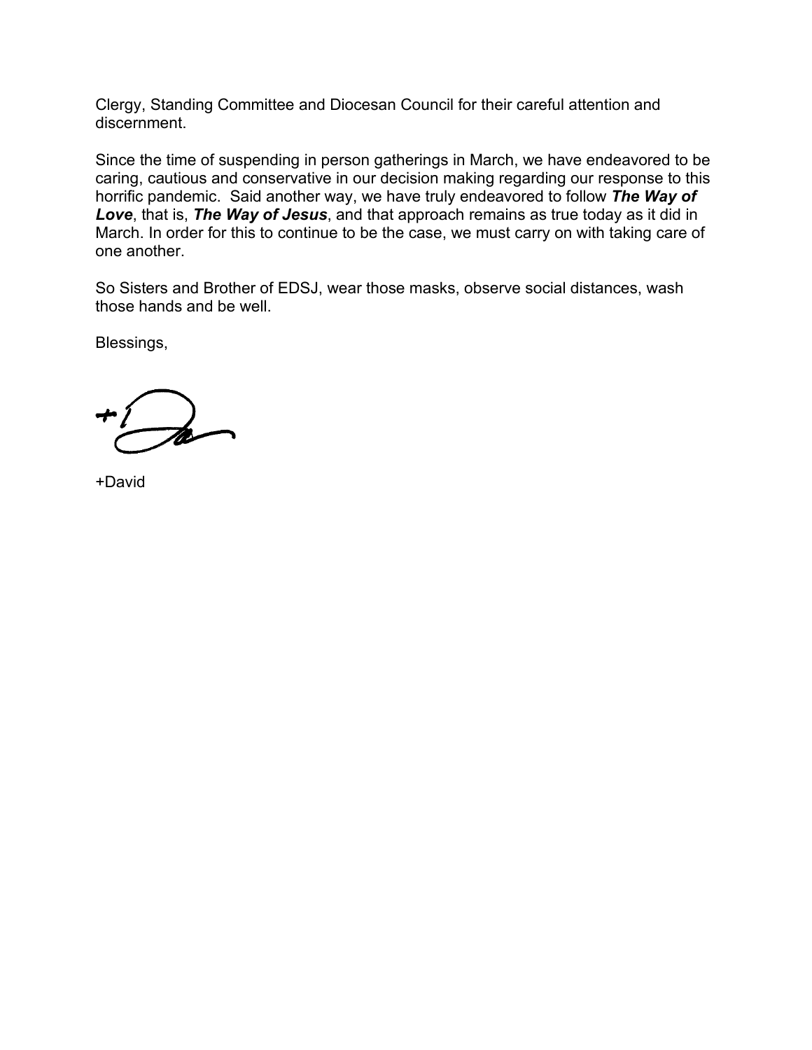Clergy, Standing Committee and Diocesan Council for their careful attention and discernment.

Since the time of suspending in person gatherings in March, we have endeavored to be caring, cautious and conservative in our decision making regarding our response to this horrific pandemic.  Said another way, we have truly endeavored to follow ***The Way of Love***, that is, ***The Way of Jesus***, and that approach remains as true today as it did in March. In order for this to continue to be the case, we must carry on with taking care of one another.

So Sisters and Brother of EDSJ, wear those masks, observe social distances, wash those hands and be well.

Blessings,

+David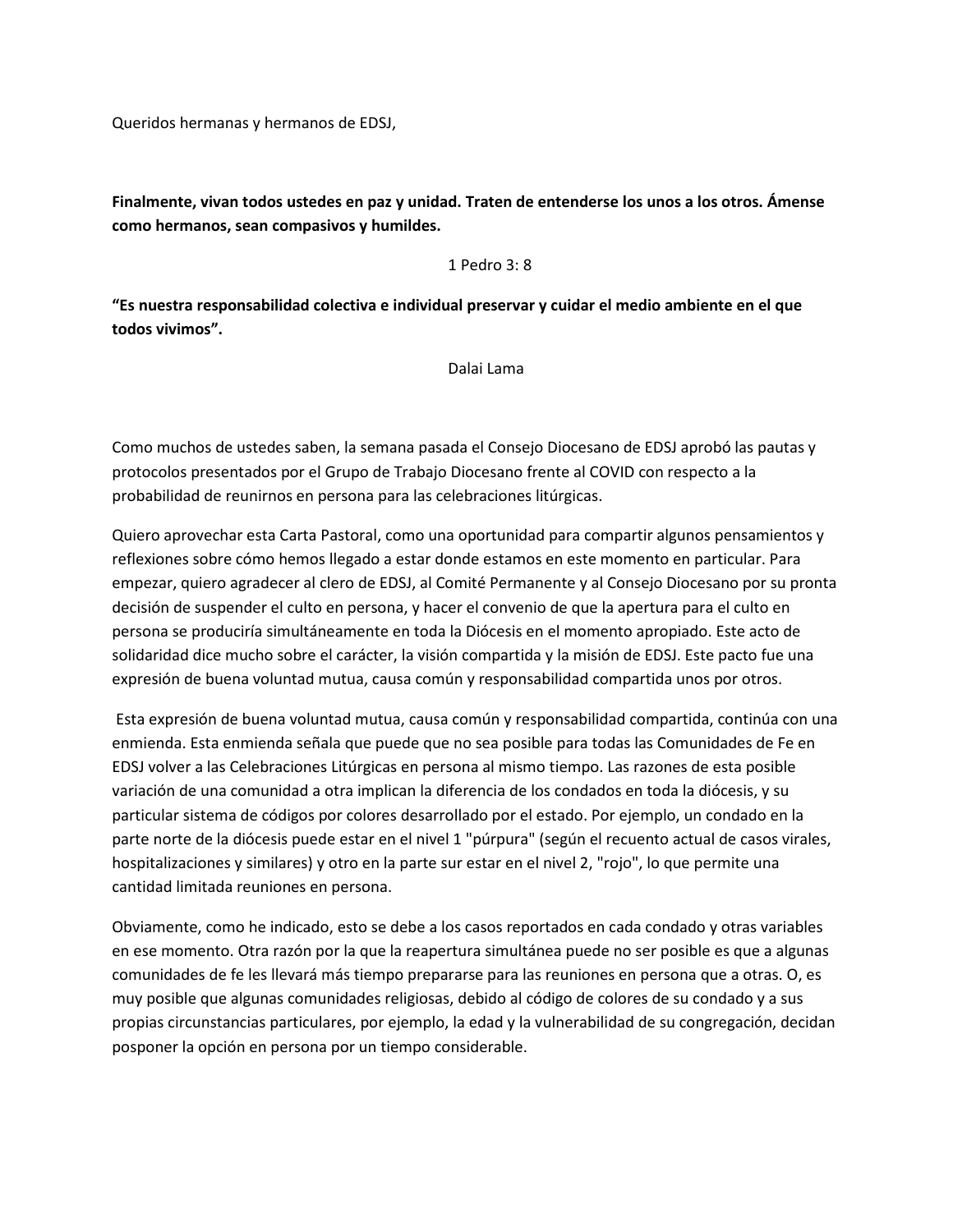Queridos hermanas y hermanos de EDSJ,

**Finalmente, vivan todos ustedes en paz y unidad. Traten de entenderse los unos a los otros. Ámense como hermanos, sean compasivos y humildes.**

1 Pedro 3: 8

**"Es nuestra responsabilidad colectiva e individual preservar y cuidar el medio ambiente en el que todos vivimos".**

Dalai Lama

Como muchos de ustedes saben, la semana pasada el Consejo Diocesano de EDSJ aprobó las pautas y protocolos presentados por el Grupo de Trabajo Diocesano frente al COVID con respecto a la probabilidad de reunirnos en persona para las celebraciones litúrgicas.

Quiero aprovechar esta Carta Pastoral, como una oportunidad para compartir algunos pensamientos y reflexiones sobre cómo hemos llegado a estar donde estamos en este momento en particular. Para empezar, quiero agradecer al clero de EDSJ, al Comité Permanente y al Consejo Diocesano por su pronta decisión de suspender el culto en persona, y hacer el convenio de que la apertura para el culto en persona se produciría simultáneamente en toda la Diócesis en el momento apropiado. Este acto de solidaridad dice mucho sobre el carácter, la visión compartida y la misión de EDSJ. Este pacto fue una expresión de buena voluntad mutua, causa común y responsabilidad compartida unos por otros.

Esta expresión de buena voluntad mutua, causa común y responsabilidad compartida, continúa con una enmienda. Esta enmienda señala que puede que no sea posible para todas las Comunidades de Fe en EDSJ volver a las Celebraciones Litúrgicas en persona al mismo tiempo. Las razones de esta posible variación de una comunidad a otra implican la diferencia de los condados en toda la diócesis, y su particular sistema de códigos por colores desarrollado por el estado. Por ejemplo, un condado en la parte norte de la diócesis puede estar en el nivel 1 "púrpura" (según el recuento actual de casos virales, hospitalizaciones y similares) y otro en la parte sur estar en el nivel 2, "rojo", lo que permite una cantidad limitada reuniones en persona.

Obviamente, como he indicado, esto se debe a los casos reportados en cada condado y otras variables en ese momento. Otra razón por la que la reapertura simultánea puede no ser posible es que a algunas comunidades de fe les llevará más tiempo prepararse para las reuniones en persona que a otras. O, es muy posible que algunas comunidades religiosas, debido al código de colores de su condado y a sus propias circunstancias particulares, por ejemplo, la edad y la vulnerabilidad de su congregación, decidan posponer la opción en persona por un tiempo considerable.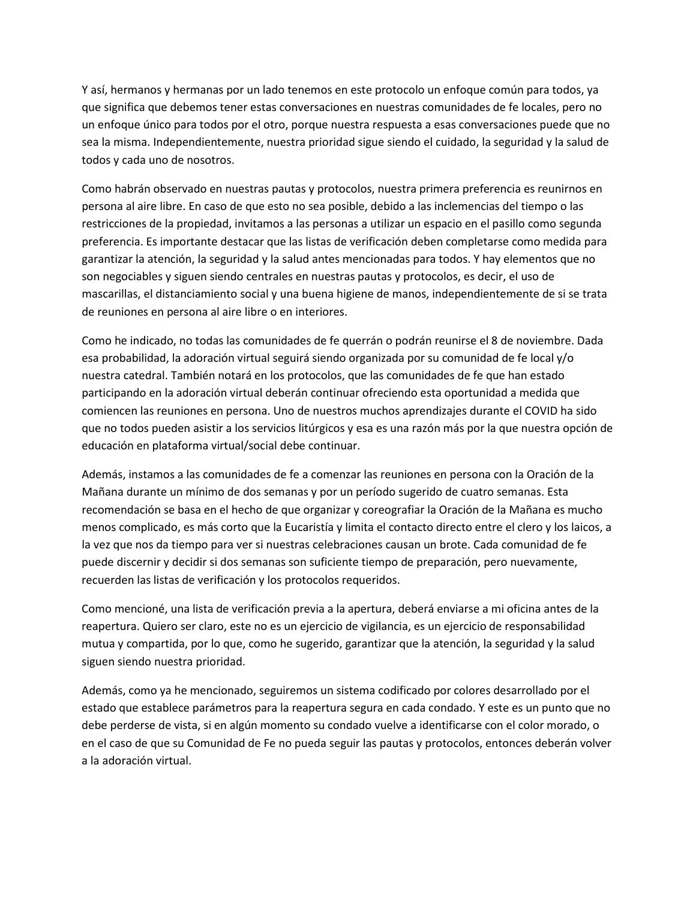Y así, hermanos y hermanas por un lado tenemos en este protocolo un enfoque común para todos, ya que significa que debemos tener estas conversaciones en nuestras comunidades de fe locales, pero no un enfoque único para todos por el otro, porque nuestra respuesta a esas conversaciones puede que no sea la misma. Independientemente, nuestra prioridad sigue siendo el cuidado, la seguridad y la salud de todos y cada uno de nosotros.

Como habrán observado en nuestras pautas y protocolos, nuestra primera preferencia es reunirnos en persona al aire libre. En caso de que esto no sea posible, debido a las inclemencias del tiempo o las restricciones de la propiedad, invitamos a las personas a utilizar un espacio en el pasillo como segunda preferencia. Es importante destacar que las listas de verificación deben completarse como medida para garantizar la atención, la seguridad y la salud antes mencionadas para todos. Y hay elementos que no son negociables y siguen siendo centrales en nuestras pautas y protocolos, es decir, el uso de mascarillas, el distanciamiento social y una buena higiene de manos, independientemente de si se trata de reuniones en persona al aire libre o en interiores.

Como he indicado, no todas las comunidades de fe querrán o podrán reunirse el 8 de noviembre. Dada esa probabilidad, la adoración virtual seguirá siendo organizada por su comunidad de fe local y/o nuestra catedral. También notará en los protocolos, que las comunidades de fe que han estado participando en la adoración virtual deberán continuar ofreciendo esta oportunidad a medida que comiencen las reuniones en persona. Uno de nuestros muchos aprendizajes durante el COVID ha sido que no todos pueden asistir a los servicios litúrgicos y esa es una razón más por la que nuestra opción de educación en plataforma virtual/social debe continuar.

Además, instamos a las comunidades de fe a comenzar las reuniones en persona con la Oración de la Mañana durante un mínimo de dos semanas y por un período sugerido de cuatro semanas. Esta recomendación se basa en el hecho de que organizar y coreografiar la Oración de la Mañana es mucho menos complicado, es más corto que la Eucaristía y limita el contacto directo entre el clero y los laicos, a la vez que nos da tiempo para ver si nuestras celebraciones causan un brote. Cada comunidad de fe puede discernir y decidir si dos semanas son suficiente tiempo de preparación, pero nuevamente, recuerden las listas de verificación y los protocolos requeridos.

Como mencioné, una lista de verificación previa a la apertura, deberá enviarse a mi oficina antes de la reapertura. Quiero ser claro, este no es un ejercicio de vigilancia, es un ejercicio de responsabilidad mutua y compartida, por lo que, como he sugerido, garantizar que la atención, la seguridad y la salud siguen siendo nuestra prioridad.

Además, como ya he mencionado, seguiremos un sistema codificado por colores desarrollado por el estado que establece parámetros para la reapertura segura en cada condado. Y este es un punto que no debe perderse de vista, si en algún momento su condado vuelve a identificarse con el color morado, o en el caso de que su Comunidad de Fe no pueda seguir las pautas y protocolos, entonces deberán volver a la adoración virtual.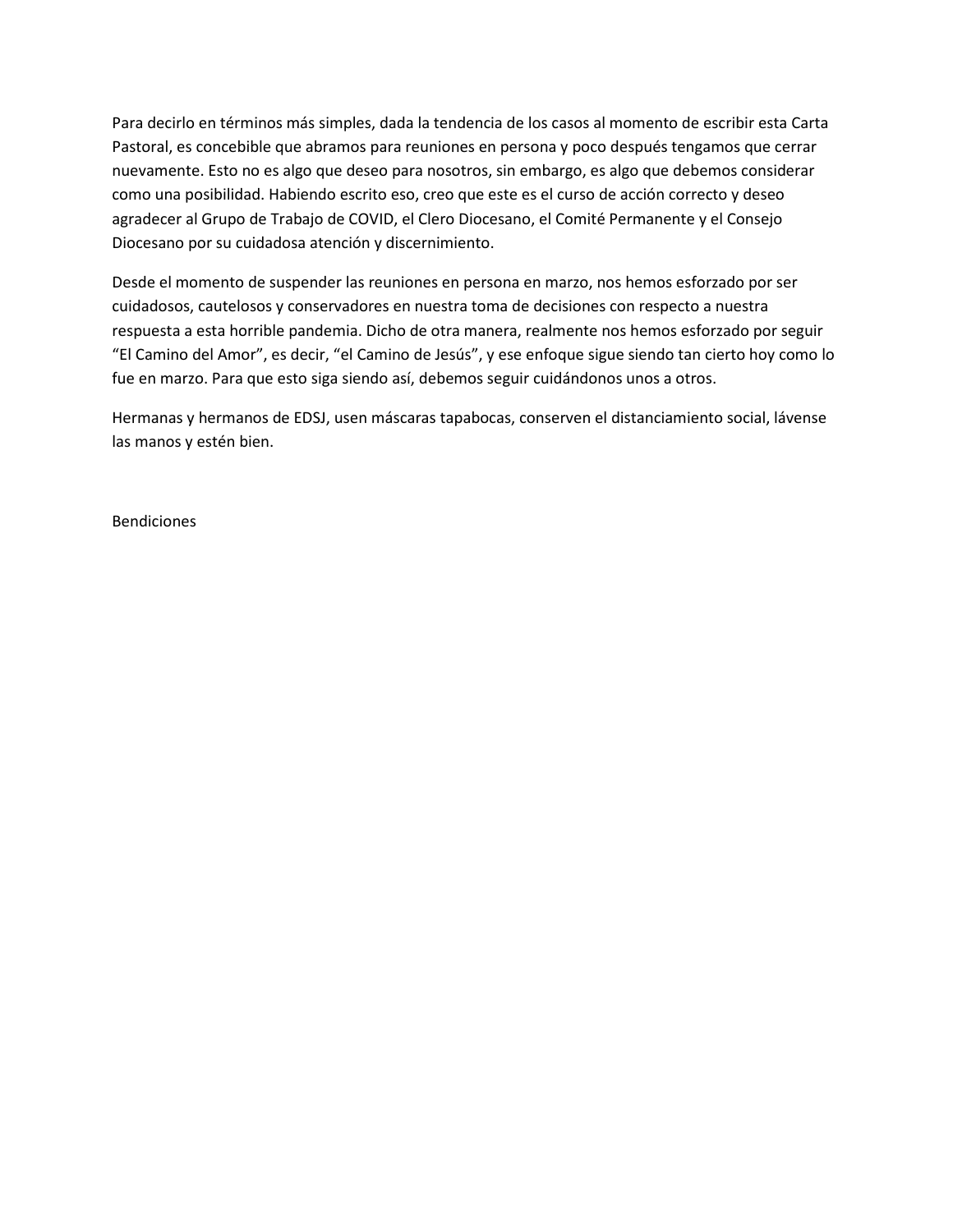Para decirlo en términos más simples, dada la tendencia de los casos al momento de escribir esta Carta Pastoral, es concebible que abramos para reuniones en persona y poco después tengamos que cerrar nuevamente. Esto no es algo que deseo para nosotros, sin embargo, es algo que debemos considerar como una posibilidad. Habiendo escrito eso, creo que este es el curso de acción correcto y deseo agradecer al Grupo de Trabajo de COVID, el Clero Diocesano, el Comité Permanente y el Consejo Diocesano por su cuidadosa atención y discernimiento.

Desde el momento de suspender las reuniones en persona en marzo, nos hemos esforzado por ser cuidadosos, cautelosos y conservadores en nuestra toma de decisiones con respecto a nuestra respuesta a esta horrible pandemia. Dicho de otra manera, realmente nos hemos esforzado por seguir "El Camino del Amor", es decir, "el Camino de Jesús", y ese enfoque sigue siendo tan cierto hoy como lo fue en marzo. Para que esto siga siendo así, debemos seguir cuidándonos unos a otros.

Hermanas y hermanos de EDSJ, usen máscaras tapabocas, conserven el distanciamiento social, lávense las manos y estén bien.

Bendiciones